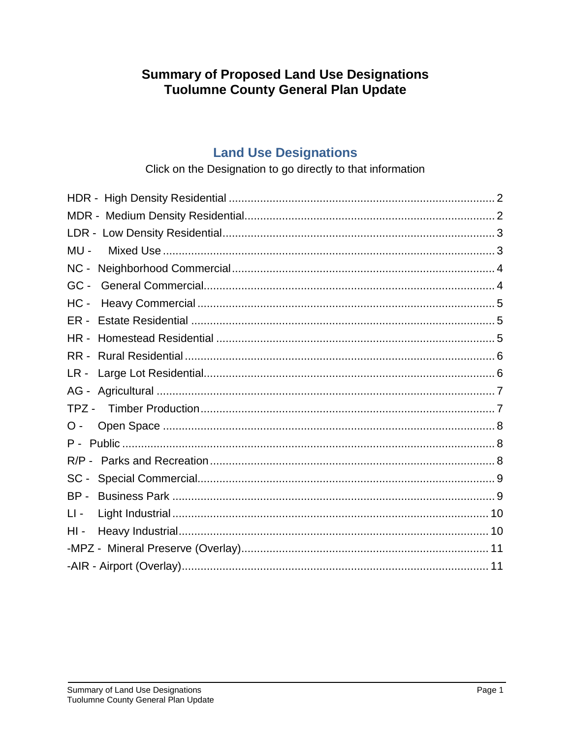# Summary of Proposed Land Use Designations
# Tuolumne County General Plan Update

## Land Use Designations

Click on the Designation to go directly to that information

| Designation | Page |
| --- | --- |
| HDR - High Density Residential | 2 |
| MDR - Medium Density Residential | 2 |
| LDR - Low Density Residential | 3 |
| MU - Mixed Use | 3 |
| NC - Neighborhood Commercial | 4 |
| GC - General Commercial | 4 |
| HC - Heavy Commercial | 5 |
| ER - Estate Residential | 5 |
| HR - Homestead Residential | 5 |
| RR - Rural Residential | 6 |
| LR - Large Lot Residential | 6 |
| AG - Agricultural | 7 |
| TPZ - Timber Production | 7 |
| O - Open Space | 8 |
| P - Public | 8 |
| R/P - Parks and Recreation | 8 |
| SC - Special Commercial | 9 |
| BP - Business Park | 9 |
| LI - Light Industrial | 10 |
| HI - Heavy Industrial | 10 |
| -MPZ - Mineral Preserve (Overlay) | 11 |
| -AIR - Airport (Overlay) | 11 |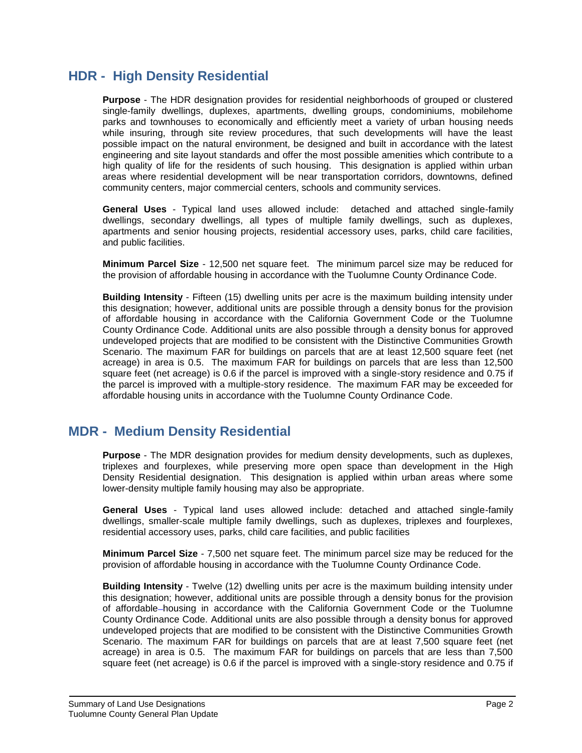## HDR - High Density Residential

**Purpose** - The HDR designation provides for residential neighborhoods of grouped or clustered single-family dwellings, duplexes, apartments, dwelling groups, condominiums, mobilehome parks and townhouses to economically and efficiently meet a variety of urban housing needs while insuring, through site review procedures, that such developments will have the least possible impact on the natural environment, be designed and built in accordance with the latest engineering and site layout standards and offer the most possible amenities which contribute to a high quality of life for the residents of such housing. This designation is applied within urban areas where residential development will be near transportation corridors, downtowns, defined community centers, major commercial centers, schools and community services.

**General Uses** - Typical land uses allowed include: detached and attached single-family dwellings, secondary dwellings, all types of multiple family dwellings, such as duplexes, apartments and senior housing projects, residential accessory uses, parks, child care facilities, and public facilities.

**Minimum Parcel Size** - 12,500 net square feet. The minimum parcel size may be reduced for the provision of affordable housing in accordance with the Tuolumne County Ordinance Code.

**Building Intensity** - Fifteen (15) dwelling units per acre is the maximum building intensity under this designation; however, additional units are possible through a density bonus for the provision of affordable housing in accordance with the California Government Code or the Tuolumne County Ordinance Code. Additional units are also possible through a density bonus for approved undeveloped projects that are modified to be consistent with the Distinctive Communities Growth Scenario. The maximum FAR for buildings on parcels that are at least 12,500 square feet (net acreage) in area is 0.5. The maximum FAR for buildings on parcels that are less than 12,500 square feet (net acreage) is 0.6 if the parcel is improved with a single-story residence and 0.75 if the parcel is improved with a multiple-story residence. The maximum FAR may be exceeded for affordable housing units in accordance with the Tuolumne County Ordinance Code.

## MDR - Medium Density Residential

**Purpose** - The MDR designation provides for medium density developments, such as duplexes, triplexes and fourplexes, while preserving more open space than development in the High Density Residential designation. This designation is applied within urban areas where some lower-density multiple family housing may also be appropriate.

**General Uses** - Typical land uses allowed include: detached and attached single-family dwellings, smaller-scale multiple family dwellings, such as duplexes, triplexes and fourplexes, residential accessory uses, parks, child care facilities, and public facilities

**Minimum Parcel Size** - 7,500 net square feet. The minimum parcel size may be reduced for the provision of affordable housing in accordance with the Tuolumne County Ordinance Code.

**Building Intensity** - Twelve (12) dwelling units per acre is the maximum building intensity under this designation; however, additional units are possible through a density bonus for the provision of affordable housing in accordance with the California Government Code or the Tuolumne County Ordinance Code. Additional units are also possible through a density bonus for approved undeveloped projects that are modified to be consistent with the Distinctive Communities Growth Scenario. The maximum FAR for buildings on parcels that are at least 7,500 square feet (net acreage) in area is 0.5. The maximum FAR for buildings on parcels that are less than 7,500 square feet (net acreage) is 0.6 if the parcel is improved with a single-story residence and 0.75 if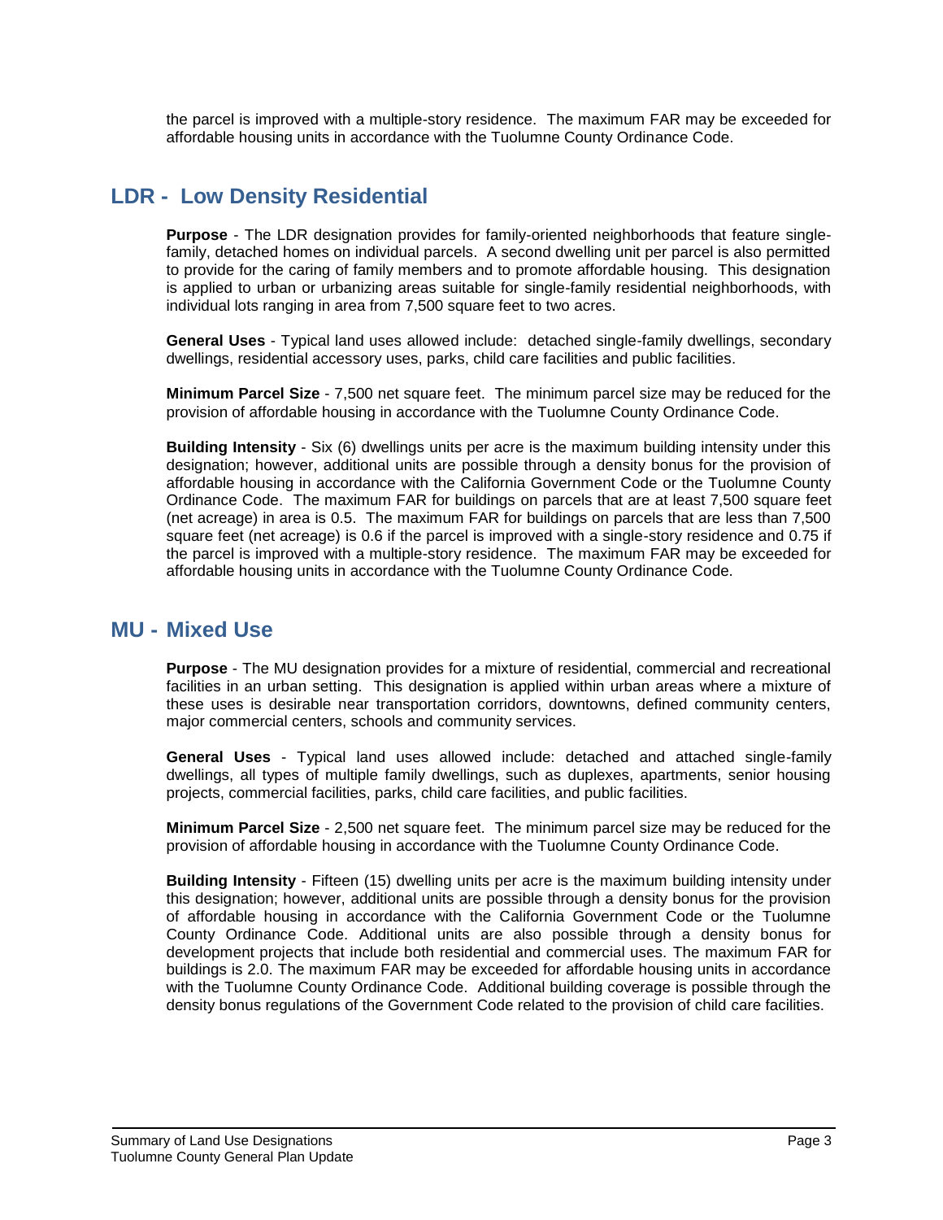the parcel is improved with a multiple-story residence. The maximum FAR may be exceeded for affordable housing units in accordance with the Tuolumne County Ordinance Code.

## LDR - Low Density Residential

**Purpose** - The LDR designation provides for family-oriented neighborhoods that feature single-family, detached homes on individual parcels. A second dwelling unit per parcel is also permitted to provide for the caring of family members and to promote affordable housing. This designation is applied to urban or urbanizing areas suitable for single-family residential neighborhoods, with individual lots ranging in area from 7,500 square feet to two acres.

**General Uses** - Typical land uses allowed include: detached single-family dwellings, secondary dwellings, residential accessory uses, parks, child care facilities and public facilities.

**Minimum Parcel Size** - 7,500 net square feet. The minimum parcel size may be reduced for the provision of affordable housing in accordance with the Tuolumne County Ordinance Code.

**Building Intensity** - Six (6) dwellings units per acre is the maximum building intensity under this designation; however, additional units are possible through a density bonus for the provision of affordable housing in accordance with the California Government Code or the Tuolumne County Ordinance Code. The maximum FAR for buildings on parcels that are at least 7,500 square feet (net acreage) in area is 0.5. The maximum FAR for buildings on parcels that are less than 7,500 square feet (net acreage) is 0.6 if the parcel is improved with a single-story residence and 0.75 if the parcel is improved with a multiple-story residence. The maximum FAR may be exceeded for affordable housing units in accordance with the Tuolumne County Ordinance Code.

## MU - Mixed Use

**Purpose** - The MU designation provides for a mixture of residential, commercial and recreational facilities in an urban setting. This designation is applied within urban areas where a mixture of these uses is desirable near transportation corridors, downtowns, defined community centers, major commercial centers, schools and community services.

**General Uses** - Typical land uses allowed include: detached and attached single-family dwellings, all types of multiple family dwellings, such as duplexes, apartments, senior housing projects, commercial facilities, parks, child care facilities, and public facilities.

**Minimum Parcel Size** - 2,500 net square feet. The minimum parcel size may be reduced for the provision of affordable housing in accordance with the Tuolumne County Ordinance Code.

**Building Intensity** - Fifteen (15) dwelling units per acre is the maximum building intensity under this designation; however, additional units are possible through a density bonus for the provision of affordable housing in accordance with the California Government Code or the Tuolumne County Ordinance Code. Additional units are also possible through a density bonus for development projects that include both residential and commercial uses. The maximum FAR for buildings is 2.0. The maximum FAR may be exceeded for affordable housing units in accordance with the Tuolumne County Ordinance Code. Additional building coverage is possible through the density bonus regulations of the Government Code related to the provision of child care facilities.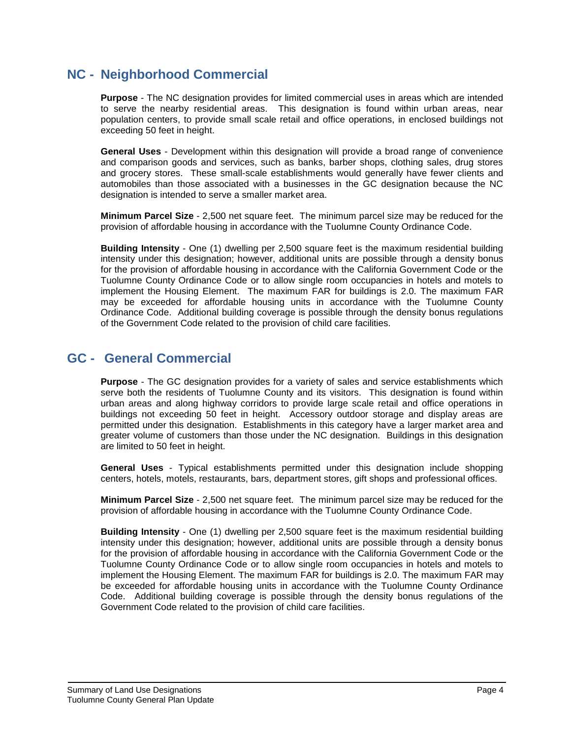## NC - Neighborhood Commercial

**Purpose** - The NC designation provides for limited commercial uses in areas which are intended to serve the nearby residential areas. This designation is found within urban areas, near population centers, to provide small scale retail and office operations, in enclosed buildings not exceeding 50 feet in height.

**General Uses** - Development within this designation will provide a broad range of convenience and comparison goods and services, such as banks, barber shops, clothing sales, drug stores and grocery stores. These small-scale establishments would generally have fewer clients and automobiles than those associated with a businesses in the GC designation because the NC designation is intended to serve a smaller market area.

**Minimum Parcel Size** - 2,500 net square feet. The minimum parcel size may be reduced for the provision of affordable housing in accordance with the Tuolumne County Ordinance Code.

**Building Intensity** - One (1) dwelling per 2,500 square feet is the maximum residential building intensity under this designation; however, additional units are possible through a density bonus for the provision of affordable housing in accordance with the California Government Code or the Tuolumne County Ordinance Code or to allow single room occupancies in hotels and motels to implement the Housing Element. The maximum FAR for buildings is 2.0. The maximum FAR may be exceeded for affordable housing units in accordance with the Tuolumne County Ordinance Code. Additional building coverage is possible through the density bonus regulations of the Government Code related to the provision of child care facilities.

## GC - General Commercial

**Purpose** - The GC designation provides for a variety of sales and service establishments which serve both the residents of Tuolumne County and its visitors. This designation is found within urban areas and along highway corridors to provide large scale retail and office operations in buildings not exceeding 50 feet in height. Accessory outdoor storage and display areas are permitted under this designation. Establishments in this category have a larger market area and greater volume of customers than those under the NC designation. Buildings in this designation are limited to 50 feet in height.

**General Uses** - Typical establishments permitted under this designation include shopping centers, hotels, motels, restaurants, bars, department stores, gift shops and professional offices.

**Minimum Parcel Size** - 2,500 net square feet. The minimum parcel size may be reduced for the provision of affordable housing in accordance with the Tuolumne County Ordinance Code.

**Building Intensity** - One (1) dwelling per 2,500 square feet is the maximum residential building intensity under this designation; however, additional units are possible through a density bonus for the provision of affordable housing in accordance with the California Government Code or the Tuolumne County Ordinance Code or to allow single room occupancies in hotels and motels to implement the Housing Element. The maximum FAR for buildings is 2.0. The maximum FAR may be exceeded for affordable housing units in accordance with the Tuolumne County Ordinance Code. Additional building coverage is possible through the density bonus regulations of the Government Code related to the provision of child care facilities.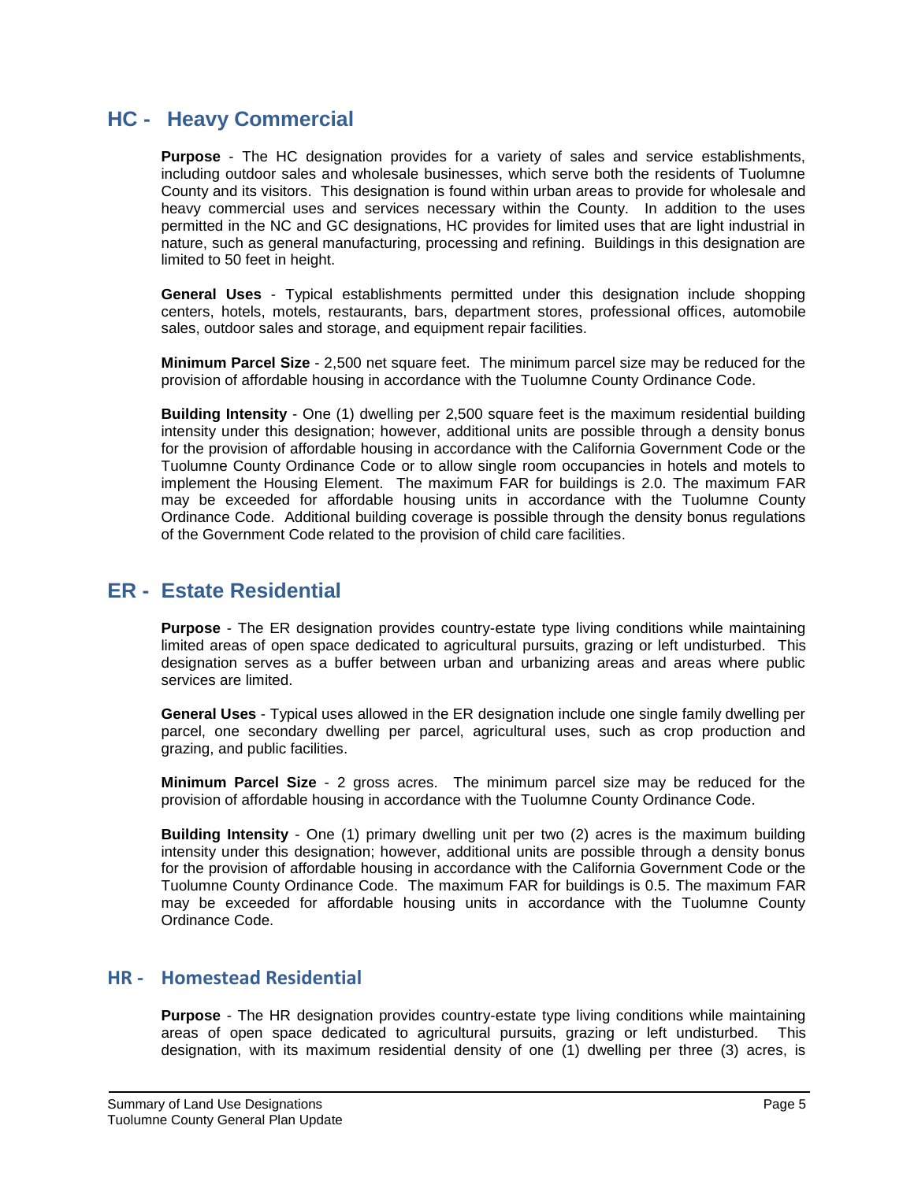## HC - Heavy Commercial

**Purpose** - The HC designation provides for a variety of sales and service establishments, including outdoor sales and wholesale businesses, which serve both the residents of Tuolumne County and its visitors. This designation is found within urban areas to provide for wholesale and heavy commercial uses and services necessary within the County. In addition to the uses permitted in the NC and GC designations, HC provides for limited uses that are light industrial in nature, such as general manufacturing, processing and refining. Buildings in this designation are limited to 50 feet in height.

**General Uses** - Typical establishments permitted under this designation include shopping centers, hotels, motels, restaurants, bars, department stores, professional offices, automobile sales, outdoor sales and storage, and equipment repair facilities.

**Minimum Parcel Size** - 2,500 net square feet. The minimum parcel size may be reduced for the provision of affordable housing in accordance with the Tuolumne County Ordinance Code.

**Building Intensity** - One (1) dwelling per 2,500 square feet is the maximum residential building intensity under this designation; however, additional units are possible through a density bonus for the provision of affordable housing in accordance with the California Government Code or the Tuolumne County Ordinance Code or to allow single room occupancies in hotels and motels to implement the Housing Element. The maximum FAR for buildings is 2.0. The maximum FAR may be exceeded for affordable housing units in accordance with the Tuolumne County Ordinance Code. Additional building coverage is possible through the density bonus regulations of the Government Code related to the provision of child care facilities.

## ER - Estate Residential

**Purpose** - The ER designation provides country-estate type living conditions while maintaining limited areas of open space dedicated to agricultural pursuits, grazing or left undisturbed. This designation serves as a buffer between urban and urbanizing areas and areas where public services are limited.

**General Uses** - Typical uses allowed in the ER designation include one single family dwelling per parcel, one secondary dwelling per parcel, agricultural uses, such as crop production and grazing, and public facilities.

**Minimum Parcel Size** - 2 gross acres. The minimum parcel size may be reduced for the provision of affordable housing in accordance with the Tuolumne County Ordinance Code.

**Building Intensity** - One (1) primary dwelling unit per two (2) acres is the maximum building intensity under this designation; however, additional units are possible through a density bonus for the provision of affordable housing in accordance with the California Government Code or the Tuolumne County Ordinance Code. The maximum FAR for buildings is 0.5. The maximum FAR may be exceeded for affordable housing units in accordance with the Tuolumne County Ordinance Code.

## HR - Homestead Residential

**Purpose** - The HR designation provides country-estate type living conditions while maintaining areas of open space dedicated to agricultural pursuits, grazing or left undisturbed. This designation, with its maximum residential density of one (1) dwelling per three (3) acres, is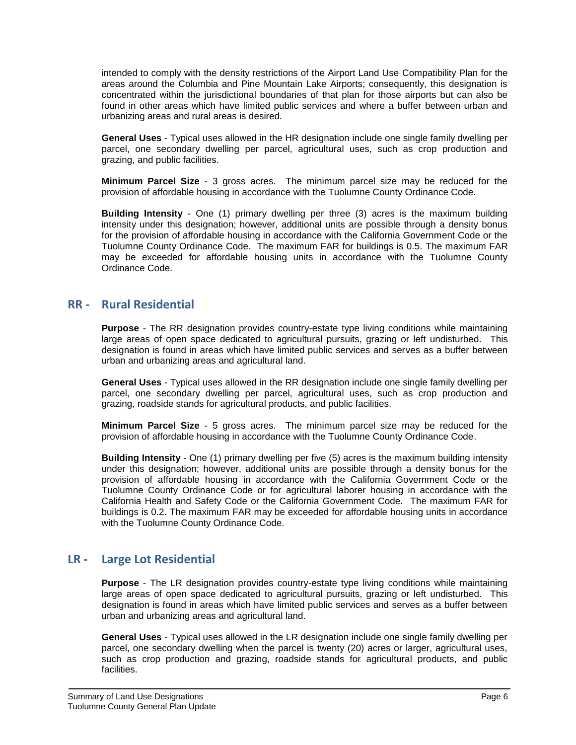intended to comply with the density restrictions of the Airport Land Use Compatibility Plan for the areas around the Columbia and Pine Mountain Lake Airports; consequently, this designation is concentrated within the jurisdictional boundaries of that plan for those airports but can also be found in other areas which have limited public services and where a buffer between urban and urbanizing areas and rural areas is desired.

**General Uses** - Typical uses allowed in the HR designation include one single family dwelling per parcel, one secondary dwelling per parcel, agricultural uses, such as crop production and grazing, and public facilities.

**Minimum Parcel Size** - 3 gross acres. The minimum parcel size may be reduced for the provision of affordable housing in accordance with the Tuolumne County Ordinance Code.

**Building Intensity** - One (1) primary dwelling per three (3) acres is the maximum building intensity under this designation; however, additional units are possible through a density bonus for the provision of affordable housing in accordance with the California Government Code or the Tuolumne County Ordinance Code. The maximum FAR for buildings is 0.5. The maximum FAR may be exceeded for affordable housing units in accordance with the Tuolumne County Ordinance Code.

## RR - Rural Residential

**Purpose** - The RR designation provides country-estate type living conditions while maintaining large areas of open space dedicated to agricultural pursuits, grazing or left undisturbed. This designation is found in areas which have limited public services and serves as a buffer between urban and urbanizing areas and agricultural land.

**General Uses** - Typical uses allowed in the RR designation include one single family dwelling per parcel, one secondary dwelling per parcel, agricultural uses, such as crop production and grazing, roadside stands for agricultural products, and public facilities.

**Minimum Parcel Size** - 5 gross acres. The minimum parcel size may be reduced for the provision of affordable housing in accordance with the Tuolumne County Ordinance Code.

**Building Intensity** - One (1) primary dwelling per five (5) acres is the maximum building intensity under this designation; however, additional units are possible through a density bonus for the provision of affordable housing in accordance with the California Government Code or the Tuolumne County Ordinance Code or for agricultural laborer housing in accordance with the California Health and Safety Code or the California Government Code. The maximum FAR for buildings is 0.2. The maximum FAR may be exceeded for affordable housing units in accordance with the Tuolumne County Ordinance Code.

## LR - Large Lot Residential

**Purpose** - The LR designation provides country-estate type living conditions while maintaining large areas of open space dedicated to agricultural pursuits, grazing or left undisturbed. This designation is found in areas which have limited public services and serves as a buffer between urban and urbanizing areas and agricultural land.

**General Uses** - Typical uses allowed in the LR designation include one single family dwelling per parcel, one secondary dwelling when the parcel is twenty (20) acres or larger, agricultural uses, such as crop production and grazing, roadside stands for agricultural products, and public facilities.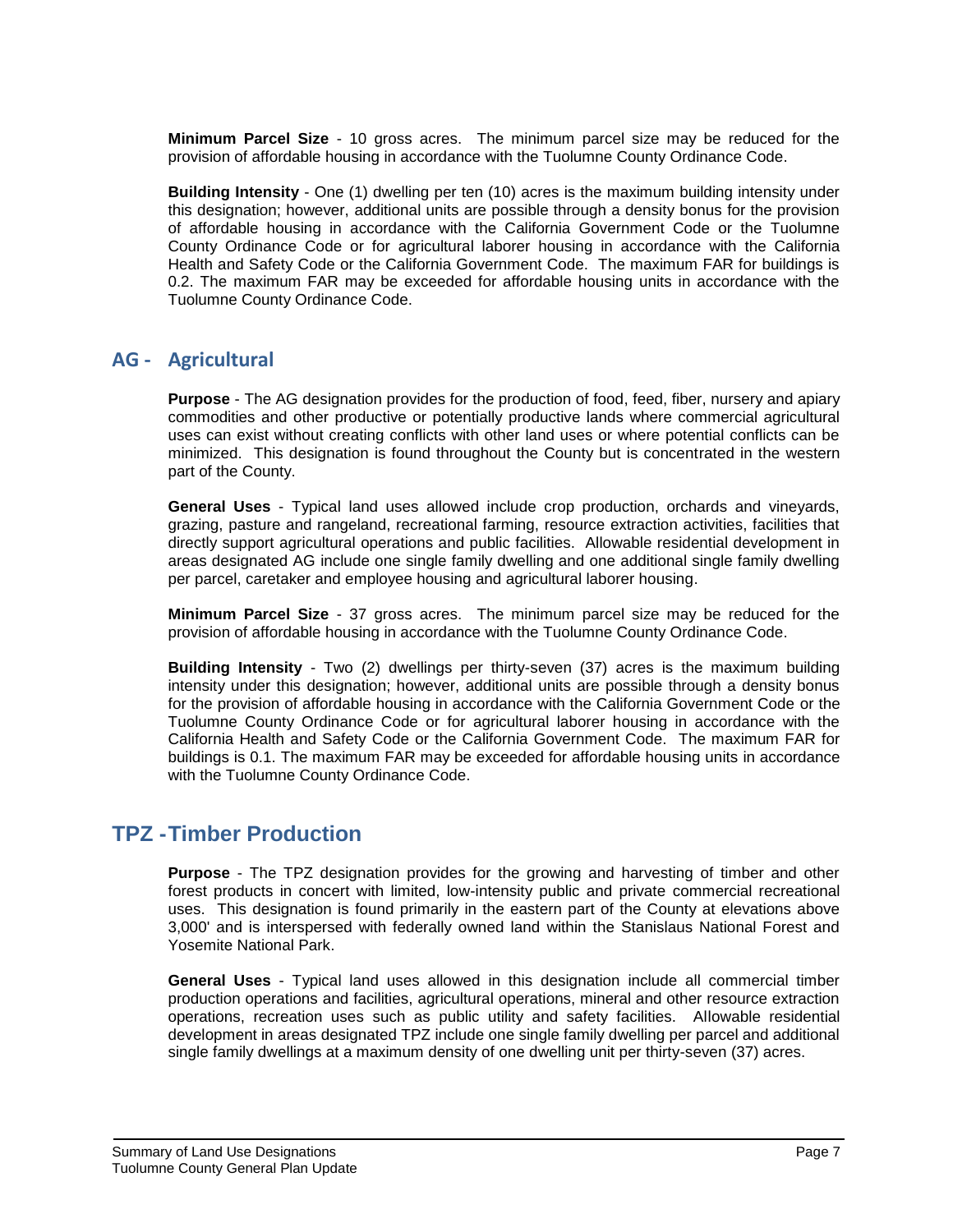**Minimum Parcel Size** - 10 gross acres. The minimum parcel size may be reduced for the provision of affordable housing in accordance with the Tuolumne County Ordinance Code.

**Building Intensity** - One (1) dwelling per ten (10) acres is the maximum building intensity under this designation; however, additional units are possible through a density bonus for the provision of affordable housing in accordance with the California Government Code or the Tuolumne County Ordinance Code or for agricultural laborer housing in accordance with the California Health and Safety Code or the California Government Code. The maximum FAR for buildings is 0.2. The maximum FAR may be exceeded for affordable housing units in accordance with the Tuolumne County Ordinance Code.

## AG - Agricultural

**Purpose** - The AG designation provides for the production of food, feed, fiber, nursery and apiary commodities and other productive or potentially productive lands where commercial agricultural uses can exist without creating conflicts with other land uses or where potential conflicts can be minimized. This designation is found throughout the County but is concentrated in the western part of the County.

**General Uses** - Typical land uses allowed include crop production, orchards and vineyards, grazing, pasture and rangeland, recreational farming, resource extraction activities, facilities that directly support agricultural operations and public facilities. Allowable residential development in areas designated AG include one single family dwelling and one additional single family dwelling per parcel, caretaker and employee housing and agricultural laborer housing.

**Minimum Parcel Size** - 37 gross acres. The minimum parcel size may be reduced for the provision of affordable housing in accordance with the Tuolumne County Ordinance Code.

**Building Intensity** - Two (2) dwellings per thirty-seven (37) acres is the maximum building intensity under this designation; however, additional units are possible through a density bonus for the provision of affordable housing in accordance with the California Government Code or the Tuolumne County Ordinance Code or for agricultural laborer housing in accordance with the California Health and Safety Code or the California Government Code. The maximum FAR for buildings is 0.1. The maximum FAR may be exceeded for affordable housing units in accordance with the Tuolumne County Ordinance Code.

# TPZ - Timber Production

**Purpose** - The TPZ designation provides for the growing and harvesting of timber and other forest products in concert with limited, low-intensity public and private commercial recreational uses. This designation is found primarily in the eastern part of the County at elevations above 3,000' and is interspersed with federally owned land within the Stanislaus National Forest and Yosemite National Park.

**General Uses** - Typical land uses allowed in this designation include all commercial timber production operations and facilities, agricultural operations, mineral and other resource extraction operations, recreation uses such as public utility and safety facilities. Allowable residential development in areas designated TPZ include one single family dwelling per parcel and additional single family dwellings at a maximum density of one dwelling unit per thirty-seven (37) acres.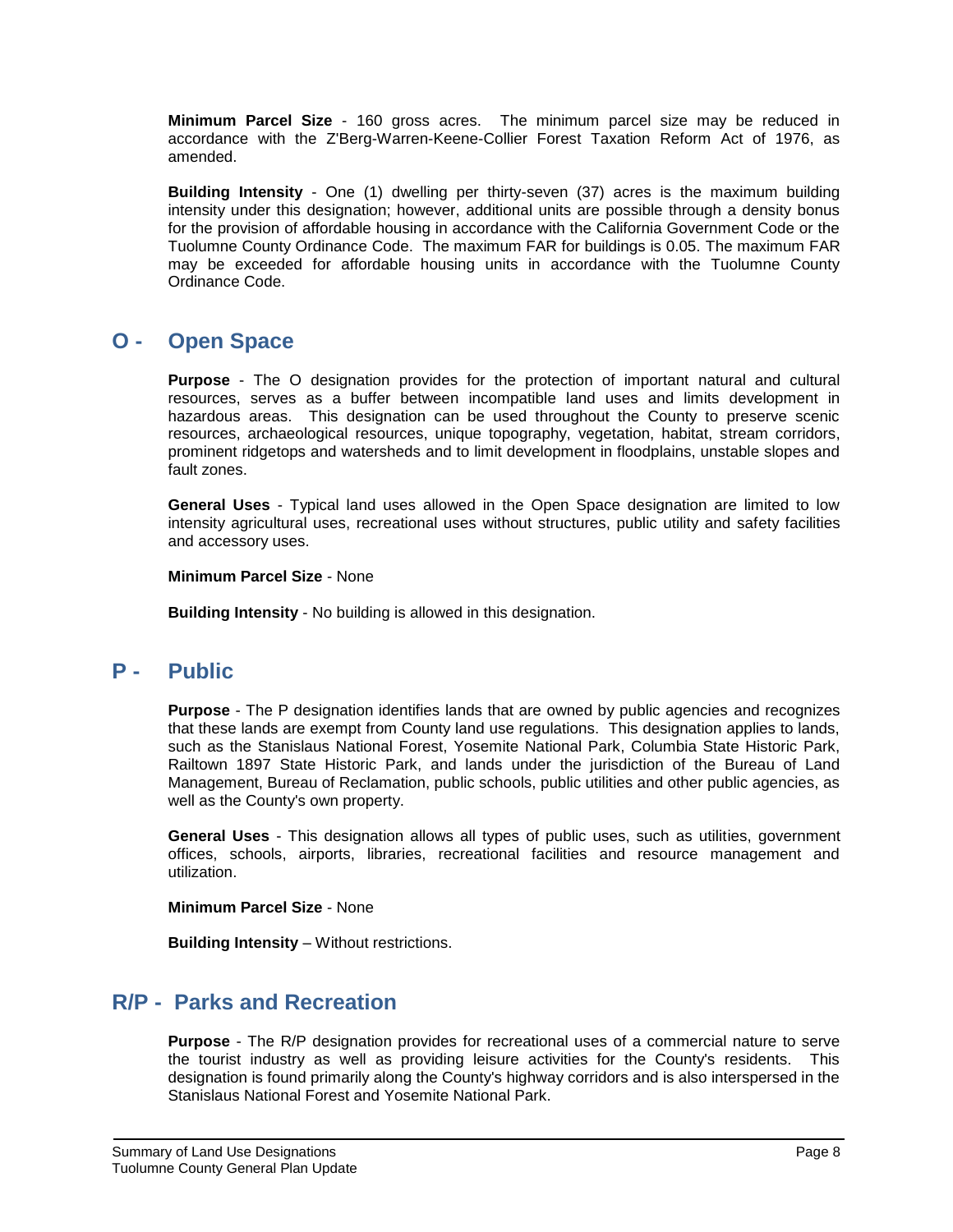**Minimum Parcel Size** - 160 gross acres. The minimum parcel size may be reduced in accordance with the Z'Berg-Warren-Keene-Collier Forest Taxation Reform Act of 1976, as amended.

**Building Intensity** - One (1) dwelling per thirty-seven (37) acres is the maximum building intensity under this designation; however, additional units are possible through a density bonus for the provision of affordable housing in accordance with the California Government Code or the Tuolumne County Ordinance Code. The maximum FAR for buildings is 0.05. The maximum FAR may be exceeded for affordable housing units in accordance with the Tuolumne County Ordinance Code.

## O - Open Space

**Purpose** - The O designation provides for the protection of important natural and cultural resources, serves as a buffer between incompatible land uses and limits development in hazardous areas. This designation can be used throughout the County to preserve scenic resources, archaeological resources, unique topography, vegetation, habitat, stream corridors, prominent ridgetops and watersheds and to limit development in floodplains, unstable slopes and fault zones.

**General Uses** - Typical land uses allowed in the Open Space designation are limited to low intensity agricultural uses, recreational uses without structures, public utility and safety facilities and accessory uses.

**Minimum Parcel Size** - None

**Building Intensity** - No building is allowed in this designation.

## P - Public

**Purpose** - The P designation identifies lands that are owned by public agencies and recognizes that these lands are exempt from County land use regulations. This designation applies to lands, such as the Stanislaus National Forest, Yosemite National Park, Columbia State Historic Park, Railtown 1897 State Historic Park, and lands under the jurisdiction of the Bureau of Land Management, Bureau of Reclamation, public schools, public utilities and other public agencies, as well as the County's own property.

**General Uses** - This designation allows all types of public uses, such as utilities, government offices, schools, airports, libraries, recreational facilities and resource management and utilization.

**Minimum Parcel Size** - None

**Building Intensity** – Without restrictions.

## R/P - Parks and Recreation

**Purpose** - The R/P designation provides for recreational uses of a commercial nature to serve the tourist industry as well as providing leisure activities for the County's residents. This designation is found primarily along the County's highway corridors and is also interspersed in the Stanislaus National Forest and Yosemite National Park.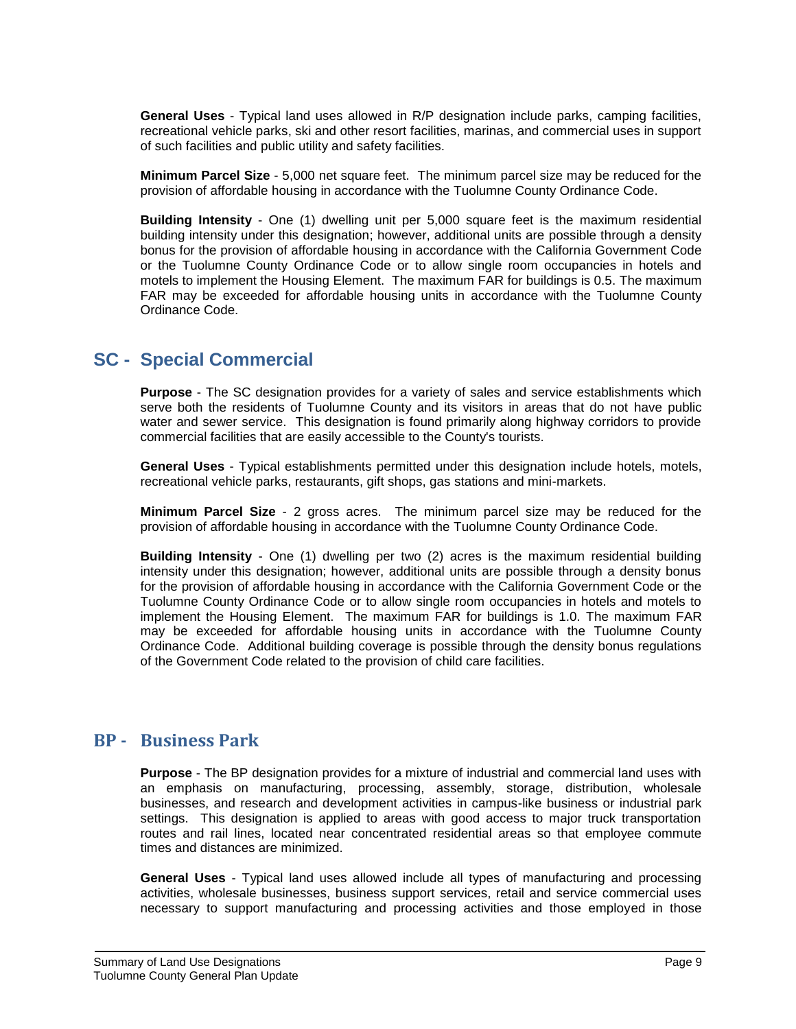**General Uses** - Typical land uses allowed in R/P designation include parks, camping facilities, recreational vehicle parks, ski and other resort facilities, marinas, and commercial uses in support of such facilities and public utility and safety facilities.

**Minimum Parcel Size** - 5,000 net square feet. The minimum parcel size may be reduced for the provision of affordable housing in accordance with the Tuolumne County Ordinance Code.

**Building Intensity** - One (1) dwelling unit per 5,000 square feet is the maximum residential building intensity under this designation; however, additional units are possible through a density bonus for the provision of affordable housing in accordance with the California Government Code or the Tuolumne County Ordinance Code or to allow single room occupancies in hotels and motels to implement the Housing Element. The maximum FAR for buildings is 0.5. The maximum FAR may be exceeded for affordable housing units in accordance with the Tuolumne County Ordinance Code.

## SC - Special Commercial

**Purpose** - The SC designation provides for a variety of sales and service establishments which serve both the residents of Tuolumne County and its visitors in areas that do not have public water and sewer service. This designation is found primarily along highway corridors to provide commercial facilities that are easily accessible to the County's tourists.

**General Uses** - Typical establishments permitted under this designation include hotels, motels, recreational vehicle parks, restaurants, gift shops, gas stations and mini-markets.

**Minimum Parcel Size** - 2 gross acres. The minimum parcel size may be reduced for the provision of affordable housing in accordance with the Tuolumne County Ordinance Code.

**Building Intensity** - One (1) dwelling per two (2) acres is the maximum residential building intensity under this designation; however, additional units are possible through a density bonus for the provision of affordable housing in accordance with the California Government Code or the Tuolumne County Ordinance Code or to allow single room occupancies in hotels and motels to implement the Housing Element. The maximum FAR for buildings is 1.0. The maximum FAR may be exceeded for affordable housing units in accordance with the Tuolumne County Ordinance Code. Additional building coverage is possible through the density bonus regulations of the Government Code related to the provision of child care facilities.

## BP - Business Park

**Purpose** - The BP designation provides for a mixture of industrial and commercial land uses with an emphasis on manufacturing, processing, assembly, storage, distribution, wholesale businesses, and research and development activities in campus-like business or industrial park settings. This designation is applied to areas with good access to major truck transportation routes and rail lines, located near concentrated residential areas so that employee commute times and distances are minimized.

**General Uses** - Typical land uses allowed include all types of manufacturing and processing activities, wholesale businesses, business support services, retail and service commercial uses necessary to support manufacturing and processing activities and those employed in those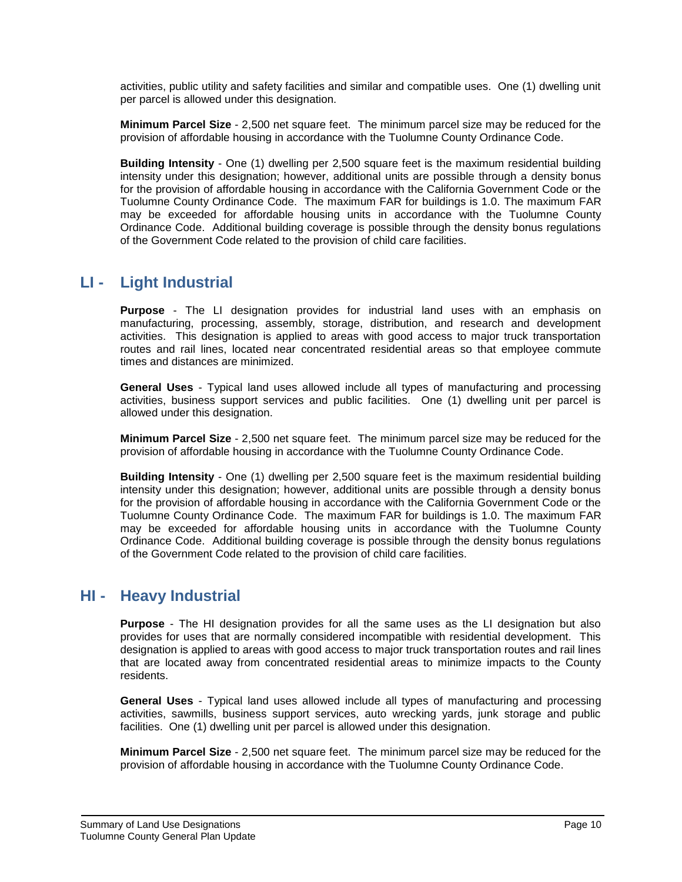activities, public utility and safety facilities and similar and compatible uses. One (1) dwelling unit per parcel is allowed under this designation.

**Minimum Parcel Size** - 2,500 net square feet. The minimum parcel size may be reduced for the provision of affordable housing in accordance with the Tuolumne County Ordinance Code.

**Building Intensity** - One (1) dwelling per 2,500 square feet is the maximum residential building intensity under this designation; however, additional units are possible through a density bonus for the provision of affordable housing in accordance with the California Government Code or the Tuolumne County Ordinance Code. The maximum FAR for buildings is 1.0. The maximum FAR may be exceeded for affordable housing units in accordance with the Tuolumne County Ordinance Code. Additional building coverage is possible through the density bonus regulations of the Government Code related to the provision of child care facilities.

## LI - Light Industrial

**Purpose** - The LI designation provides for industrial land uses with an emphasis on manufacturing, processing, assembly, storage, distribution, and research and development activities. This designation is applied to areas with good access to major truck transportation routes and rail lines, located near concentrated residential areas so that employee commute times and distances are minimized.

**General Uses** - Typical land uses allowed include all types of manufacturing and processing activities, business support services and public facilities. One (1) dwelling unit per parcel is allowed under this designation.

**Minimum Parcel Size** - 2,500 net square feet. The minimum parcel size may be reduced for the provision of affordable housing in accordance with the Tuolumne County Ordinance Code.

**Building Intensity** - One (1) dwelling per 2,500 square feet is the maximum residential building intensity under this designation; however, additional units are possible through a density bonus for the provision of affordable housing in accordance with the California Government Code or the Tuolumne County Ordinance Code. The maximum FAR for buildings is 1.0. The maximum FAR may be exceeded for affordable housing units in accordance with the Tuolumne County Ordinance Code. Additional building coverage is possible through the density bonus regulations of the Government Code related to the provision of child care facilities.

## HI - Heavy Industrial

**Purpose** - The HI designation provides for all the same uses as the LI designation but also provides for uses that are normally considered incompatible with residential development. This designation is applied to areas with good access to major truck transportation routes and rail lines that are located away from concentrated residential areas to minimize impacts to the County residents.

**General Uses** - Typical land uses allowed include all types of manufacturing and processing activities, sawmills, business support services, auto wrecking yards, junk storage and public facilities. One (1) dwelling unit per parcel is allowed under this designation.

**Minimum Parcel Size** - 2,500 net square feet. The minimum parcel size may be reduced for the provision of affordable housing in accordance with the Tuolumne County Ordinance Code.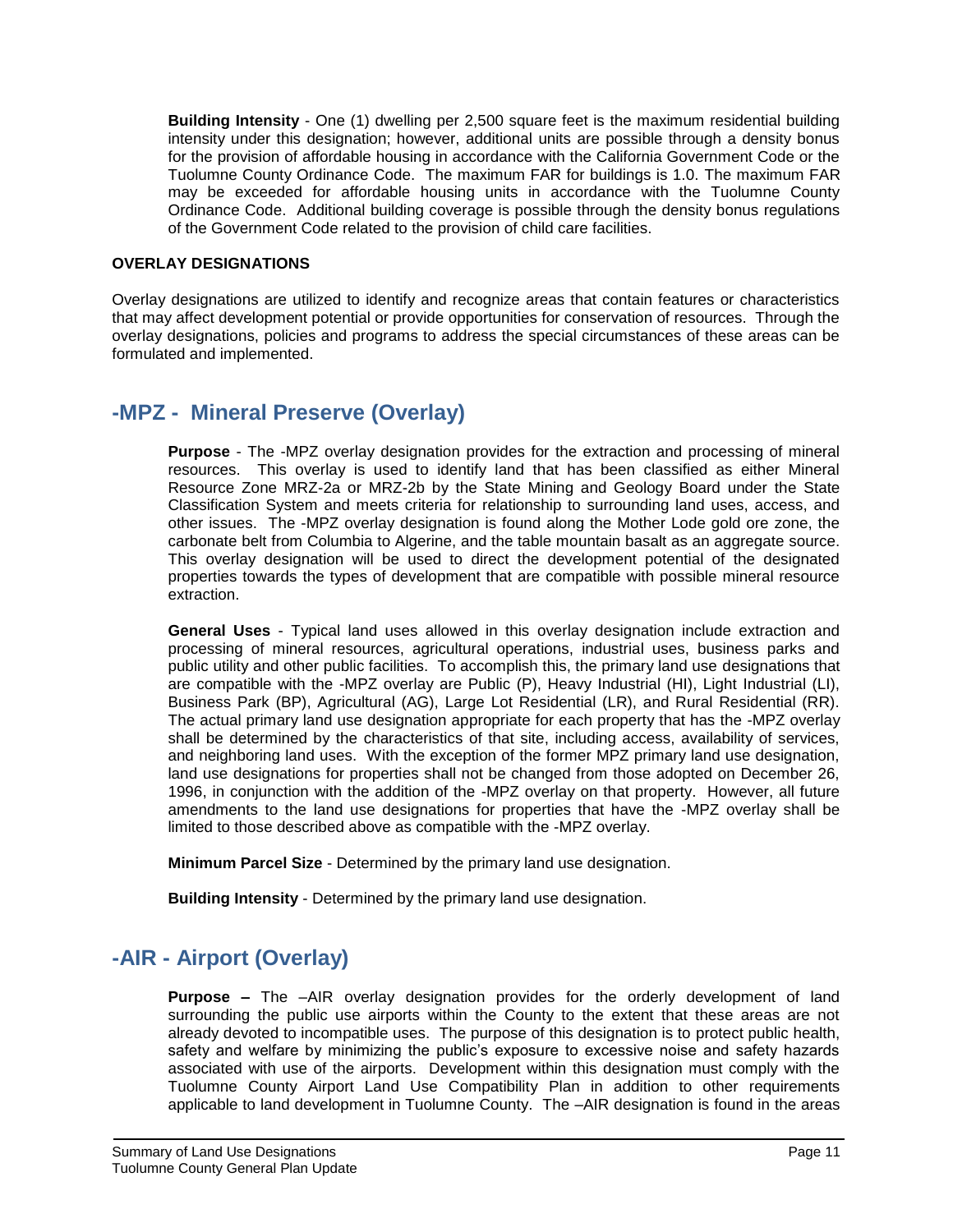**Building Intensity** - One (1) dwelling per 2,500 square feet is the maximum residential building intensity under this designation; however, additional units are possible through a density bonus for the provision of affordable housing in accordance with the California Government Code or the Tuolumne County Ordinance Code. The maximum FAR for buildings is 1.0. The maximum FAR may be exceeded for affordable housing units in accordance with the Tuolumne County Ordinance Code. Additional building coverage is possible through the density bonus regulations of the Government Code related to the provision of child care facilities.

**OVERLAY DESIGNATIONS**

Overlay designations are utilized to identify and recognize areas that contain features or characteristics that may affect development potential or provide opportunities for conservation of resources. Through the overlay designations, policies and programs to address the special circumstances of these areas can be formulated and implemented.

## -MPZ - Mineral Preserve (Overlay)

**Purpose** - The -MPZ overlay designation provides for the extraction and processing of mineral resources. This overlay is used to identify land that has been classified as either Mineral Resource Zone MRZ-2a or MRZ-2b by the State Mining and Geology Board under the State Classification System and meets criteria for relationship to surrounding land uses, access, and other issues. The -MPZ overlay designation is found along the Mother Lode gold ore zone, the carbonate belt from Columbia to Algerine, and the table mountain basalt as an aggregate source. This overlay designation will be used to direct the development potential of the designated properties towards the types of development that are compatible with possible mineral resource extraction.

**General Uses** - Typical land uses allowed in this overlay designation include extraction and processing of mineral resources, agricultural operations, industrial uses, business parks and public utility and other public facilities. To accomplish this, the primary land use designations that are compatible with the -MPZ overlay are Public (P), Heavy Industrial (HI), Light Industrial (LI), Business Park (BP), Agricultural (AG), Large Lot Residential (LR), and Rural Residential (RR). The actual primary land use designation appropriate for each property that has the -MPZ overlay shall be determined by the characteristics of that site, including access, availability of services, and neighboring land uses. With the exception of the former MPZ primary land use designation, land use designations for properties shall not be changed from those adopted on December 26, 1996, in conjunction with the addition of the -MPZ overlay on that property. However, all future amendments to the land use designations for properties that have the -MPZ overlay shall be limited to those described above as compatible with the -MPZ overlay.

**Minimum Parcel Size** - Determined by the primary land use designation.

**Building Intensity** - Determined by the primary land use designation.

## -AIR - Airport (Overlay)

**Purpose –** The –AIR overlay designation provides for the orderly development of land surrounding the public use airports within the County to the extent that these areas are not already devoted to incompatible uses. The purpose of this designation is to protect public health, safety and welfare by minimizing the public's exposure to excessive noise and safety hazards associated with use of the airports. Development within this designation must comply with the Tuolumne County Airport Land Use Compatibility Plan in addition to other requirements applicable to land development in Tuolumne County. The –AIR designation is found in the areas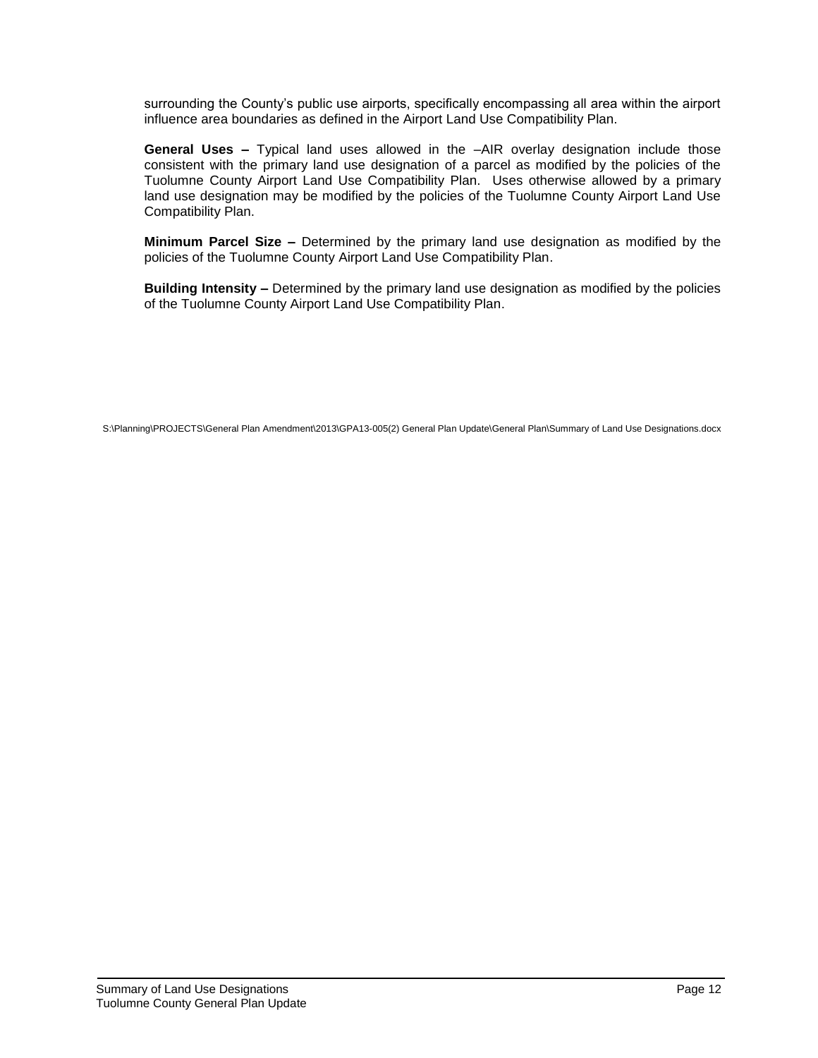surrounding the County's public use airports, specifically encompassing all area within the airport influence area boundaries as defined in the Airport Land Use Compatibility Plan.

**General Uses –** Typical land uses allowed in the –AIR overlay designation include those consistent with the primary land use designation of a parcel as modified by the policies of the Tuolumne County Airport Land Use Compatibility Plan. Uses otherwise allowed by a primary land use designation may be modified by the policies of the Tuolumne County Airport Land Use Compatibility Plan.

**Minimum Parcel Size –** Determined by the primary land use designation as modified by the policies of the Tuolumne County Airport Land Use Compatibility Plan.

**Building Intensity –** Determined by the primary land use designation as modified by the policies of the Tuolumne County Airport Land Use Compatibility Plan.

S:\Planning\PROJECTS\General Plan Amendment\2013\GPA13-005(2) General Plan Update\General Plan\Summary of Land Use Designations.docx